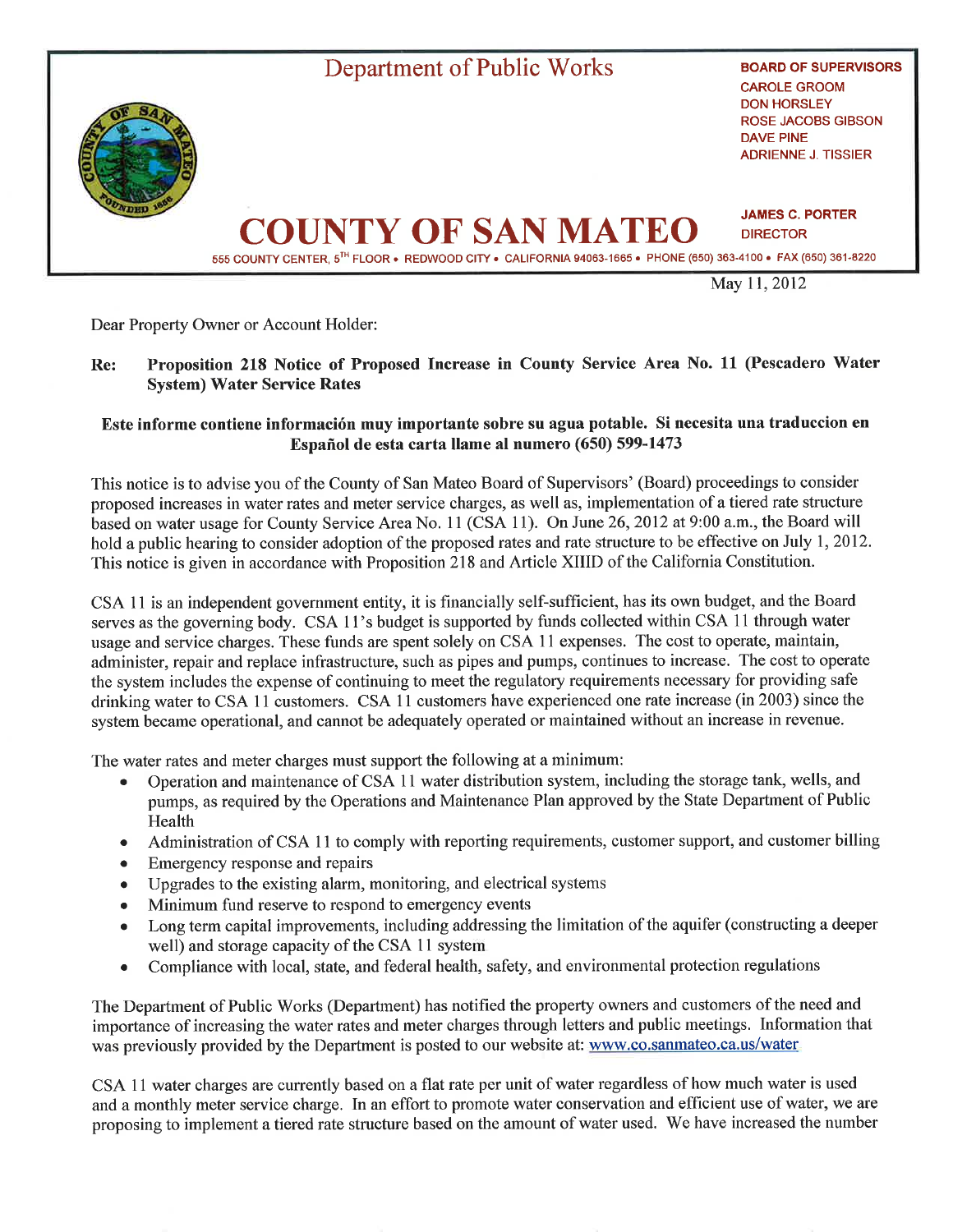# Department of Public Works

# COUNTY OF SAN MATEO

555 COUNTY CENTER, 5TH FLOOR • REDWOOD CITY • CALIFORNIA 94063-1665 • PHONE (650) 363-4100 • FAX (650) 361-8220

**BOARD OF SUPERVISORS**
CAROLE GROOM
DON HORSLEY
ROSE JACOBS GIBSON
DAVE PINE
ADRIENNE J. TISSIER

**JAMES C. PORTER**
DIRECTOR

May 11, 2012

Dear Property Owner or Account Holder:

**Re: Proposition 218 Notice of Proposed Increase in County Service Area No. 11 (Pescadero Water System) Water Service Rates**

**Este informe contiene información muy importante sobre su agua potable. Si necesita una traduccion en Español de esta carta llame al numero (650) 599-1473**

This notice is to advise you of the County of San Mateo Board of Supervisors' (Board) proceedings to consider proposed increases in water rates and meter service charges, as well as, implementation of a tiered rate structure based on water usage for County Service Area No. 11 (CSA 11). On June 26, 2012 at 9:00 a.m., the Board will hold a public hearing to consider adoption of the proposed rates and rate structure to be effective on July 1, 2012. This notice is given in accordance with Proposition 218 and Article XIIID of the California Constitution.

CSA 11 is an independent government entity, it is financially self-sufficient, has its own budget, and the Board serves as the governing body. CSA 11's budget is supported by funds collected within CSA 11 through water usage and service charges. These funds are spent solely on CSA 11 expenses. The cost to operate, maintain, administer, repair and replace infrastructure, such as pipes and pumps, continues to increase. The cost to operate the system includes the expense of continuing to meet the regulatory requirements necessary for providing safe drinking water to CSA 11 customers. CSA 11 customers have experienced one rate increase (in 2003) since the system became operational, and cannot be adequately operated or maintained without an increase in revenue.

The water rates and meter charges must support the following at a minimum:

- Operation and maintenance of CSA 11 water distribution system, including the storage tank, wells, and pumps, as required by the Operations and Maintenance Plan approved by the State Department of Public Health
- Administration of CSA 11 to comply with reporting requirements, customer support, and customer billing
- Emergency response and repairs
- Upgrades to the existing alarm, monitoring, and electrical systems
- Minimum fund reserve to respond to emergency events
- Long term capital improvements, including addressing the limitation of the aquifer (constructing a deeper well) and storage capacity of the CSA 11 system
- Compliance with local, state, and federal health, safety, and environmental protection regulations

The Department of Public Works (Department) has notified the property owners and customers of the need and importance of increasing the water rates and meter charges through letters and public meetings. Information that was previously provided by the Department is posted to our website at: www.co.sanmateo.ca.us/water

CSA 11 water charges are currently based on a flat rate per unit of water regardless of how much water is used and a monthly meter service charge. In an effort to promote water conservation and efficient use of water, we are proposing to implement a tiered rate structure based on the amount of water used. We have increased the number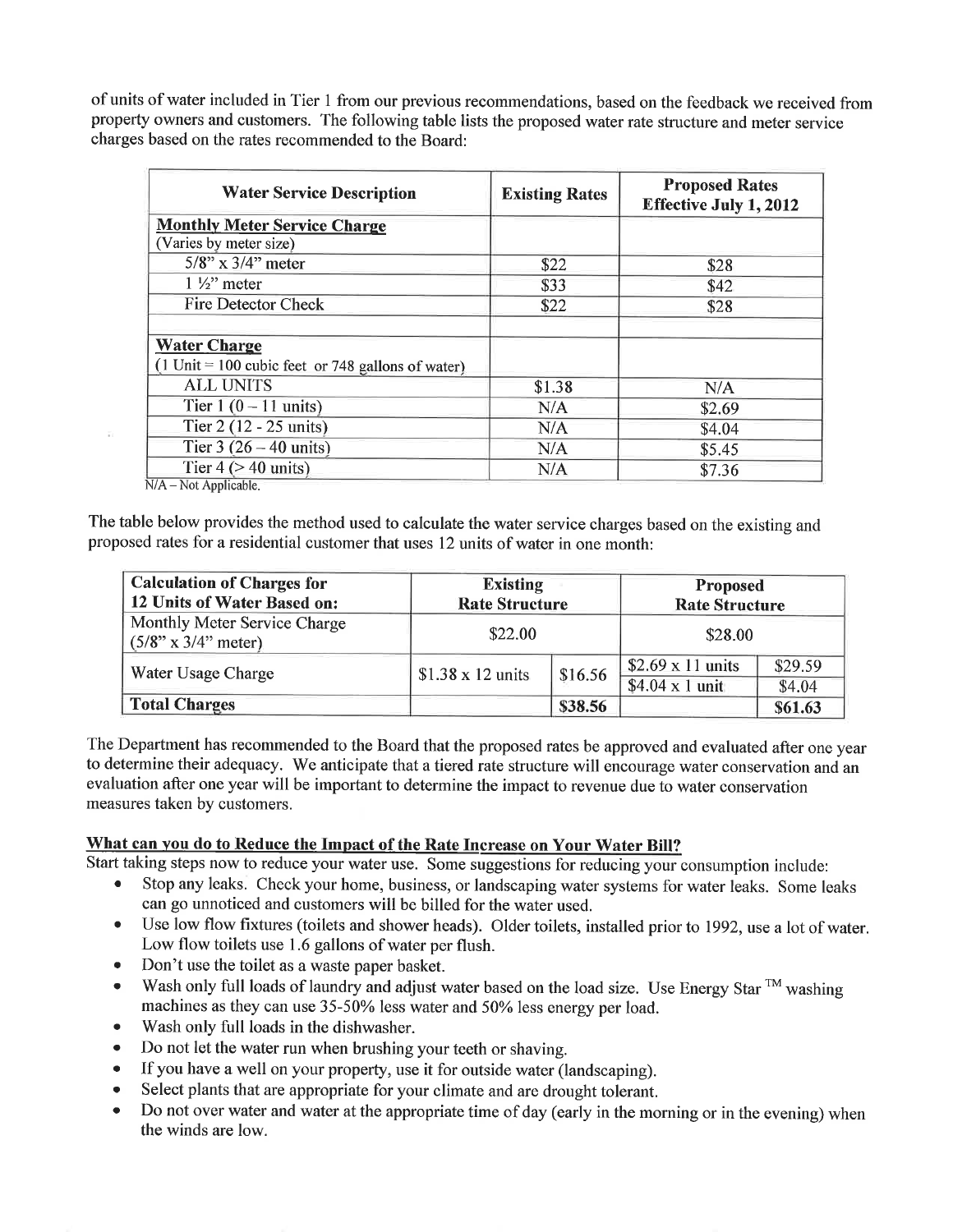of units of water included in Tier 1 from our previous recommendations, based on the feedback we received from property owners and customers. The following table lists the proposed water rate structure and meter service charges based on the rates recommended to the Board:

| Water Service Description | Existing Rates | Proposed Rates Effective July 1, 2012 |
|---|---|---|
| **Monthly Meter Service Charge** (Varies by meter size) | | |
| 5/8" x 3/4" meter | $22 | $28 |
| 1 ½" meter | $33 | $42 |
| Fire Detector Check | $22 | $28 |
| | | |
| **Water Charge** (1 Unit = 100 cubic feet or 748 gallons of water) | | |
| ALL UNITS | $1.38 | N/A |
| Tier 1 (0 – 11 units) | N/A | $2.69 |
| Tier 2 (12 - 25 units) | N/A | $4.04 |
| Tier 3 (26 – 40 units) | N/A | $5.45 |
| Tier 4 (> 40 units) | N/A | $7.36 |

N/A – Not Applicable.

The table below provides the method used to calculate the water service charges based on the existing and proposed rates for a residential customer that uses 12 units of water in one month:

| Calculation of Charges for 12 Units of Water Based on: | Existing Rate Structure | | Proposed Rate Structure | |
|---|---|---|---|---|
| Monthly Meter Service Charge (5/8" x 3/4" meter) | $22.00 | | $28.00 | |
| Water Usage Charge | $1.38 x 12 units | $16.56 | $2.69 x 11 units | $29.59 |
| | | | $4.04 x 1 unit | $4.04 |
| **Total Charges** | | **$38.56** | | **$61.63** |

The Department has recommended to the Board that the proposed rates be approved and evaluated after one year to determine their adequacy. We anticipate that a tiered rate structure will encourage water conservation and an evaluation after one year will be important to determine the impact to revenue due to water conservation measures taken by customers.

**What can you do to Reduce the Impact of the Rate Increase on Your Water Bill?**

Start taking steps now to reduce your water use. Some suggestions for reducing your consumption include:

- Stop any leaks. Check your home, business, or landscaping water systems for water leaks. Some leaks can go unnoticed and customers will be billed for the water used.
- Use low flow fixtures (toilets and shower heads). Older toilets, installed prior to 1992, use a lot of water. Low flow toilets use 1.6 gallons of water per flush.
- Don't use the toilet as a waste paper basket.
- Wash only full loads of laundry and adjust water based on the load size. Use Energy Star ™ washing machines as they can use 35-50% less water and 50% less energy per load.
- Wash only full loads in the dishwasher.
- Do not let the water run when brushing your teeth or shaving.
- If you have a well on your property, use it for outside water (landscaping).
- Select plants that are appropriate for your climate and are drought tolerant.
- Do not over water and water at the appropriate time of day (early in the morning or in the evening) when the winds are low.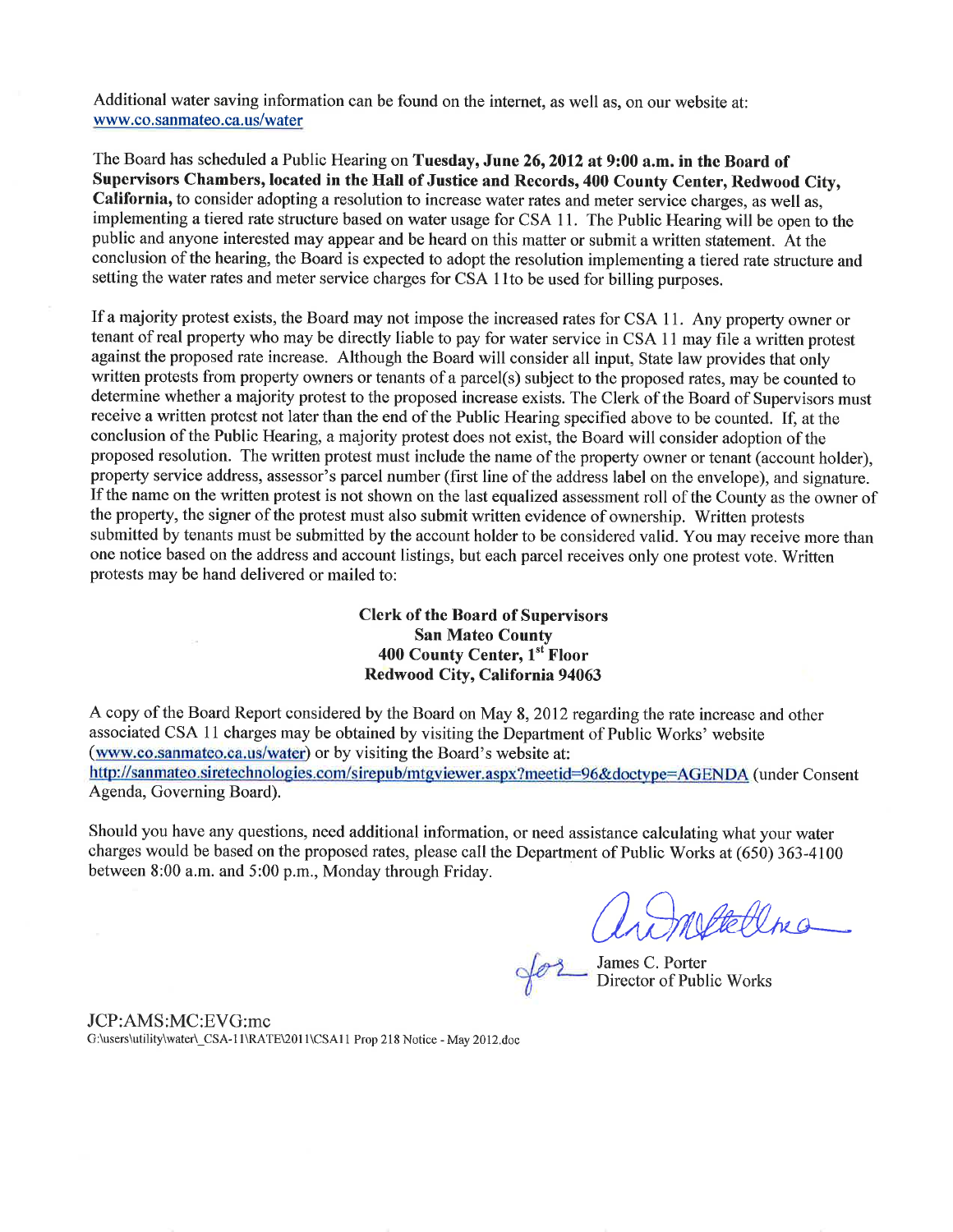Additional water saving information can be found on the internet, as well as, on our website at: www.co.sanmateo.ca.us/water

The Board has scheduled a Public Hearing on **Tuesday, June 26, 2012 at 9:00 a.m. in the Board of Supervisors Chambers, located in the Hall of Justice and Records, 400 County Center, Redwood City, California,** to consider adopting a resolution to increase water rates and meter service charges, as well as, implementing a tiered rate structure based on water usage for CSA 11. The Public Hearing will be open to the public and anyone interested may appear and be heard on this matter or submit a written statement. At the conclusion of the hearing, the Board is expected to adopt the resolution implementing a tiered rate structure and setting the water rates and meter service charges for CSA 11to be used for billing purposes.

If a majority protest exists, the Board may not impose the increased rates for CSA 11. Any property owner or tenant of real property who may be directly liable to pay for water service in CSA 11 may file a written protest against the proposed rate increase. Although the Board will consider all input, State law provides that only written protests from property owners or tenants of a parcel(s) subject to the proposed rates, may be counted to determine whether a majority protest to the proposed increase exists. The Clerk of the Board of Supervisors must receive a written protest not later than the end of the Public Hearing specified above to be counted. If, at the conclusion of the Public Hearing, a majority protest does not exist, the Board will consider adoption of the proposed resolution. The written protest must include the name of the property owner or tenant (account holder), property service address, assessor's parcel number (first line of the address label on the envelope), and signature. If the name on the written protest is not shown on the last equalized assessment roll of the County as the owner of the property, the signer of the protest must also submit written evidence of ownership. Written protests submitted by tenants must be submitted by the account holder to be considered valid. You may receive more than one notice based on the address and account listings, but each parcel receives only one protest vote. Written protests may be hand delivered or mailed to:

**Clerk of the Board of Supervisors**
**San Mateo County**
**400 County Center, 1st Floor**
**Redwood City, California 94063**

A copy of the Board Report considered by the Board on May 8, 2012 regarding the rate increase and other associated CSA 11 charges may be obtained by visiting the Department of Public Works' website (www.co.sanmateo.ca.us/water) or by visiting the Board's website at: http://sanmateo.siretechnologies.com/sirepub/mtgviewer.aspx?meetid=96&doctype=AGENDA (under Consent Agenda, Governing Board).

Should you have any questions, need additional information, or need assistance calculating what your water charges would be based on the proposed rates, please call the Department of Public Works at (650) 363-4100 between 8:00 a.m. and 5:00 p.m., Monday through Friday.

for James C. Porter
Director of Public Works

JCP:AMS:MC:EVG:mc
G:\users\utility\water\_CSA-11\RATE\2011\CSA11 Prop 218 Notice - May 2012.doc